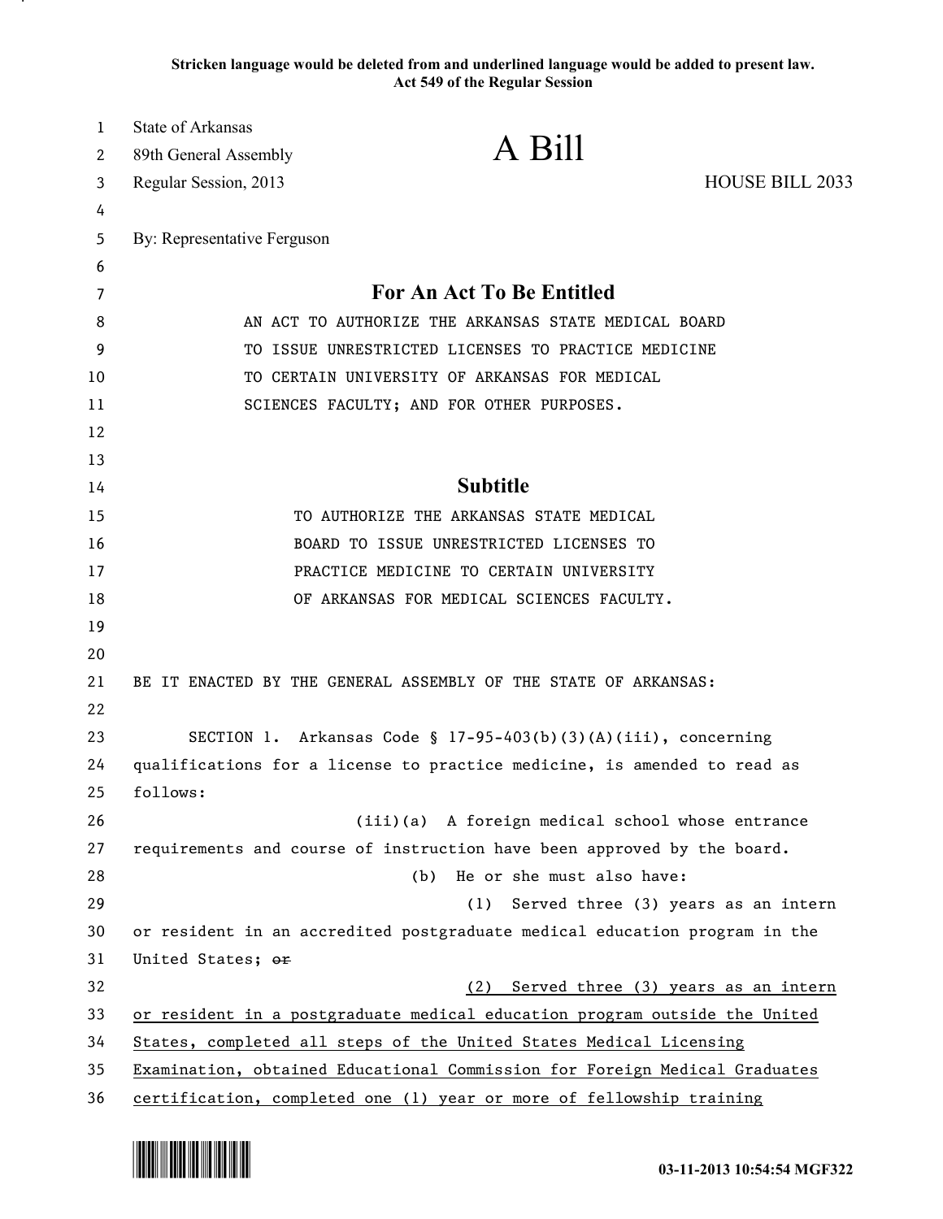**Stricken language would be deleted from and underlined language would be added to present law.**
**Act 549 of the Regular Session**

State of Arkansas
89th General Assembly
Regular Session, 2013

# A Bill

HOUSE BILL 2033

By: Representative Ferguson

## For An Act To Be Entitled

AN ACT TO AUTHORIZE THE ARKANSAS STATE MEDICAL BOARD TO ISSUE UNRESTRICTED LICENSES TO PRACTICE MEDICINE TO CERTAIN UNIVERSITY OF ARKANSAS FOR MEDICAL SCIENCES FACULTY; AND FOR OTHER PURPOSES.

## Subtitle

TO AUTHORIZE THE ARKANSAS STATE MEDICAL BOARD TO ISSUE UNRESTRICTED LICENSES TO PRACTICE MEDICINE TO CERTAIN UNIVERSITY OF ARKANSAS FOR MEDICAL SCIENCES FACULTY.

BE IT ENACTED BY THE GENERAL ASSEMBLY OF THE STATE OF ARKANSAS:

SECTION 1. Arkansas Code § 17-95-403(b)(3)(A)(iii), concerning qualifications for a license to practice medicine, is amended to read as follows:

(iii)(a) A foreign medical school whose entrance requirements and course of instruction have been approved by the board.

(b) He or she must also have:

(1) Served three (3) years as an intern or resident in an accredited postgraduate medical education program in the United States; ~~or~~

<u>(2) Served three (3) years as an intern or resident in a postgraduate medical education program outside the United States, completed all steps of the United States Medical Licensing Examination, obtained Educational Commission for Foreign Medical Graduates certification, completed one (1) year or more of fellowship training</u>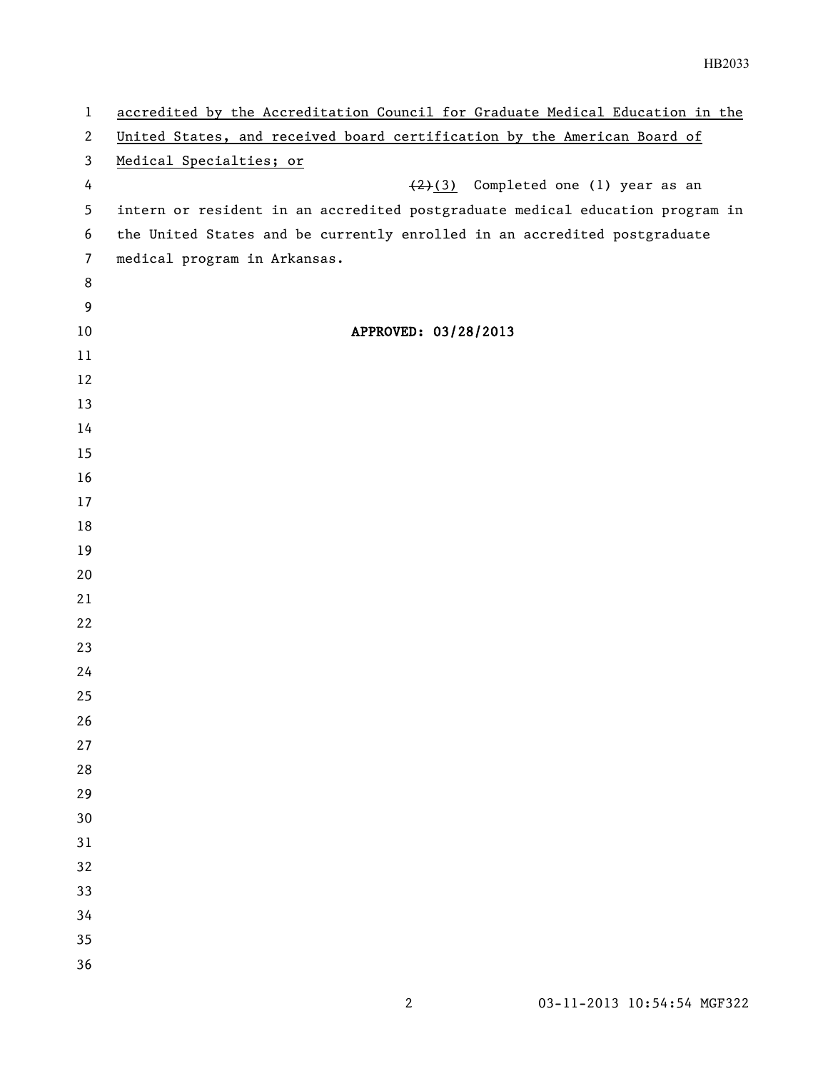accredited by the Accreditation Council for Graduate Medical Education in the United States, and received board certification by the American Board of Medical Specialties; or

~~(2)~~(3) Completed one (1) year as an intern or resident in an accredited postgraduate medical education program in the United States and be currently enrolled in an accredited postgraduate medical program in Arkansas.

**APPROVED: 03/28/2013**